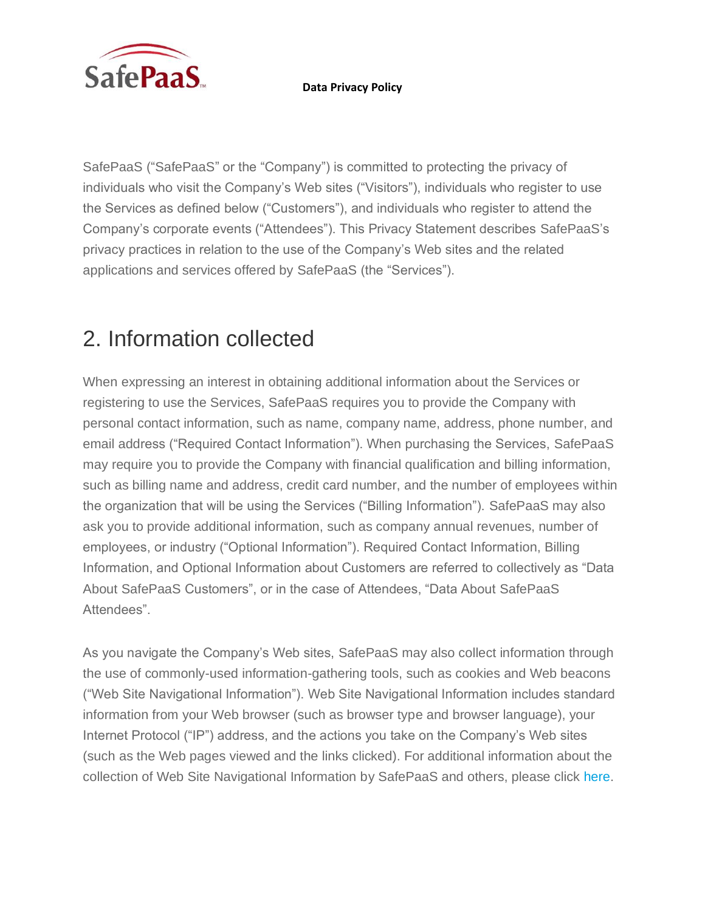SafePaaS

**Data Privacy Policy**

SafePaaS ("SafePaaS" or the "Company") is committed to protecting the privacy of individuals who visit the Company's Web sites ("Visitors"), individuals who register to use the Services as defined below ("Customers"), and individuals who register to attend the Company's corporate events ("Attendees"). This Privacy Statement describes SafePaaS's privacy practices in relation to the use of the Company's Web sites and the related applications and services offered by SafePaaS (the "Services").

# 2. Information collected

When expressing an interest in obtaining additional information about the Services or registering to use the Services, SafePaaS requires you to provide the Company with personal contact information, such as name, company name, address, phone number, and email address ("Required Contact Information"). When purchasing the Services, SafePaaS may require you to provide the Company with financial qualification and billing information, such as billing name and address, credit card number, and the number of employees within the organization that will be using the Services ("Billing Information"). SafePaaS may also ask you to provide additional information, such as company annual revenues, number of employees, or industry ("Optional Information"). Required Contact Information, Billing Information, and Optional Information about Customers are referred to collectively as "Data About SafePaaS Customers", or in the case of Attendees, "Data About SafePaaS Attendees".

As you navigate the Company's Web sites, SafePaaS may also collect information through the use of commonly-used information-gathering tools, such as cookies and Web beacons ("Web Site Navigational Information"). Web Site Navigational Information includes standard information from your Web browser (such as browser type and browser language), your Internet Protocol ("IP") address, and the actions you take on the Company's Web sites (such as the Web pages viewed and the links clicked). For additional information about the collection of Web Site Navigational Information by SafePaaS and others, please click here.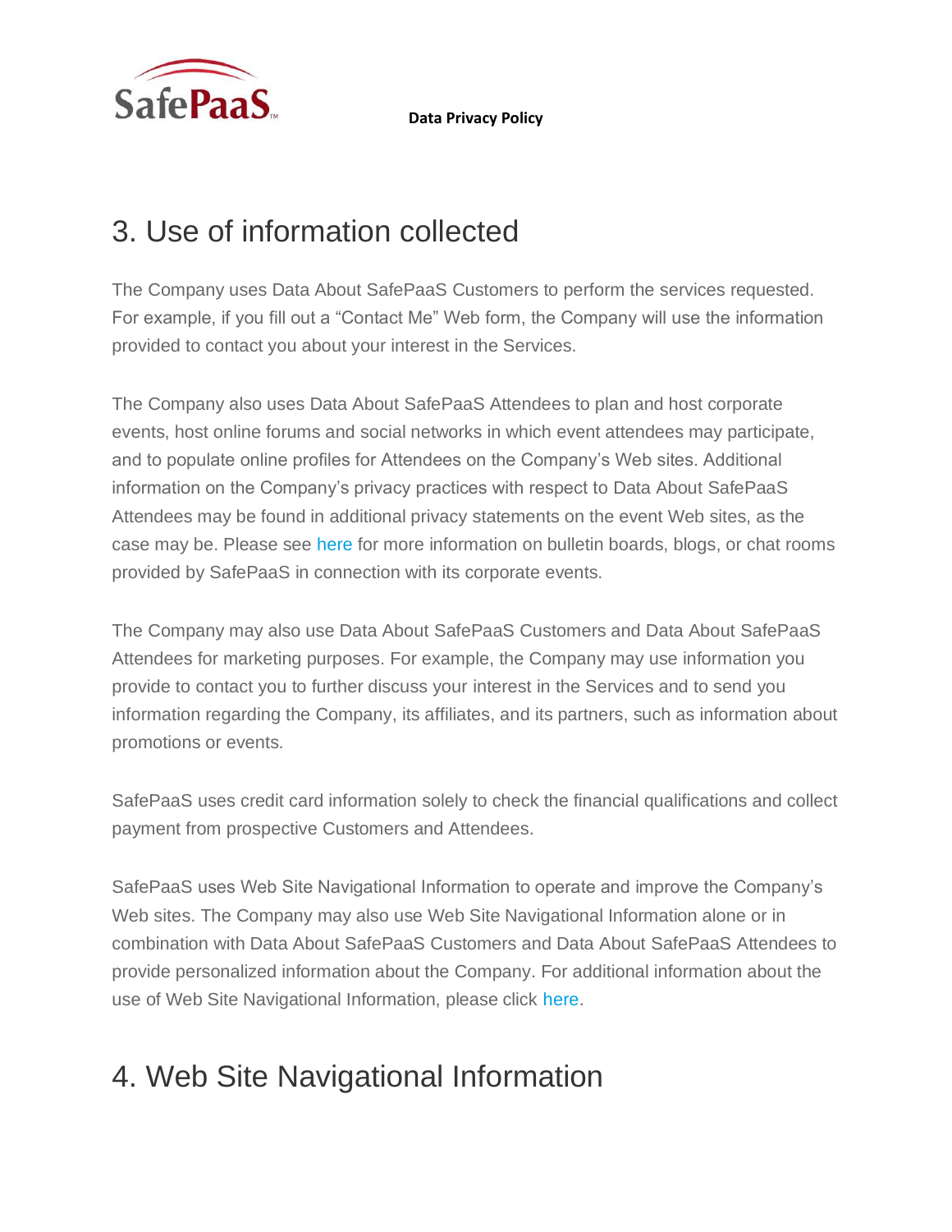## 3. Use of information collected

The Company uses Data About SafePaaS Customers to perform the services requested. For example, if you fill out a "Contact Me" Web form, the Company will use the information provided to contact you about your interest in the Services.

The Company also uses Data About SafePaaS Attendees to plan and host corporate events, host online forums and social networks in which event attendees may participate, and to populate online profiles for Attendees on the Company's Web sites. Additional information on the Company's privacy practices with respect to Data About SafePaaS Attendees may be found in additional privacy statements on the event Web sites, as the case may be. Please see here for more information on bulletin boards, blogs, or chat rooms provided by SafePaaS in connection with its corporate events.

The Company may also use Data About SafePaaS Customers and Data About SafePaaS Attendees for marketing purposes. For example, the Company may use information you provide to contact you to further discuss your interest in the Services and to send you information regarding the Company, its affiliates, and its partners, such as information about promotions or events.

SafePaaS uses credit card information solely to check the financial qualifications and collect payment from prospective Customers and Attendees.

SafePaaS uses Web Site Navigational Information to operate and improve the Company's Web sites. The Company may also use Web Site Navigational Information alone or in combination with Data About SafePaaS Customers and Data About SafePaaS Attendees to provide personalized information about the Company. For additional information about the use of Web Site Navigational Information, please click here.

## 4. Web Site Navigational Information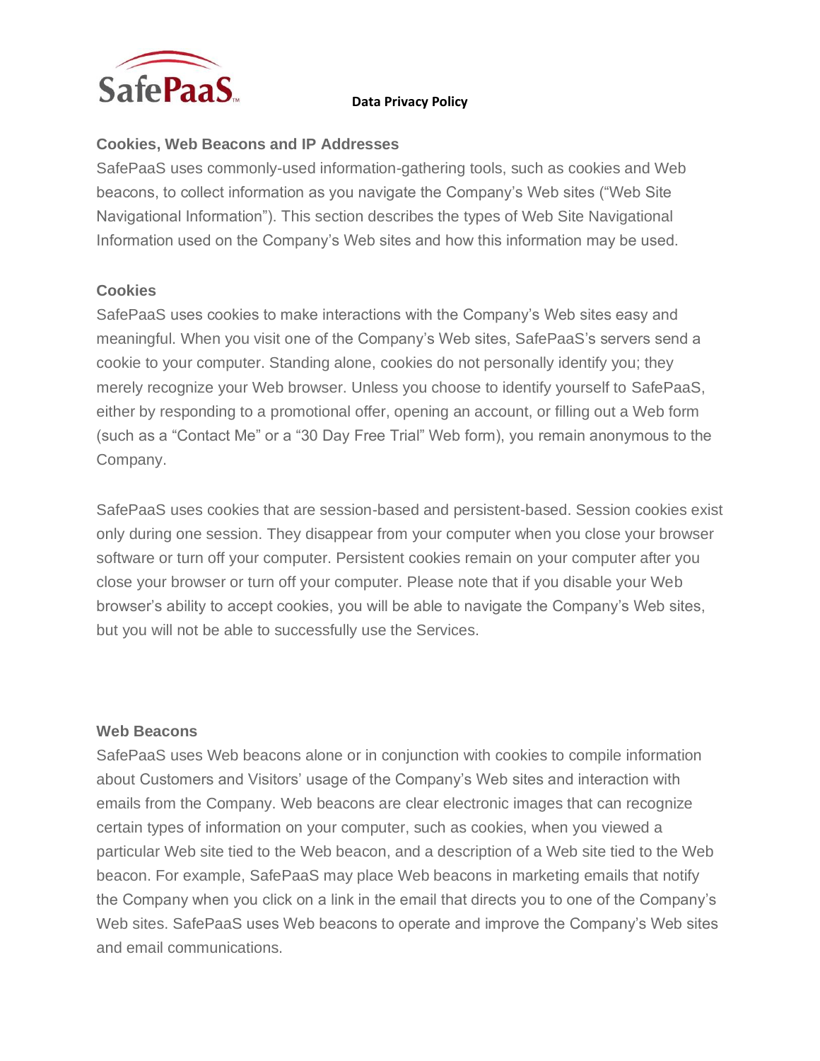### Cookies, Web Beacons and IP Addresses

SafePaaS uses commonly-used information-gathering tools, such as cookies and Web beacons, to collect information as you navigate the Company's Web sites ("Web Site Navigational Information"). This section describes the types of Web Site Navigational Information used on the Company's Web sites and how this information may be used.

### Cookies

SafePaaS uses cookies to make interactions with the Company's Web sites easy and meaningful. When you visit one of the Company's Web sites, SafePaaS's servers send a cookie to your computer. Standing alone, cookies do not personally identify you; they merely recognize your Web browser. Unless you choose to identify yourself to SafePaaS, either by responding to a promotional offer, opening an account, or filling out a Web form (such as a "Contact Me" or a "30 Day Free Trial" Web form), you remain anonymous to the Company.

SafePaaS uses cookies that are session-based and persistent-based. Session cookies exist only during one session. They disappear from your computer when you close your browser software or turn off your computer. Persistent cookies remain on your computer after you close your browser or turn off your computer. Please note that if you disable your Web browser's ability to accept cookies, you will be able to navigate the Company's Web sites, but you will not be able to successfully use the Services.

### Web Beacons

SafePaaS uses Web beacons alone or in conjunction with cookies to compile information about Customers and Visitors' usage of the Company's Web sites and interaction with emails from the Company. Web beacons are clear electronic images that can recognize certain types of information on your computer, such as cookies, when you viewed a particular Web site tied to the Web beacon, and a description of a Web site tied to the Web beacon. For example, SafePaaS may place Web beacons in marketing emails that notify the Company when you click on a link in the email that directs you to one of the Company's Web sites. SafePaaS uses Web beacons to operate and improve the Company's Web sites and email communications.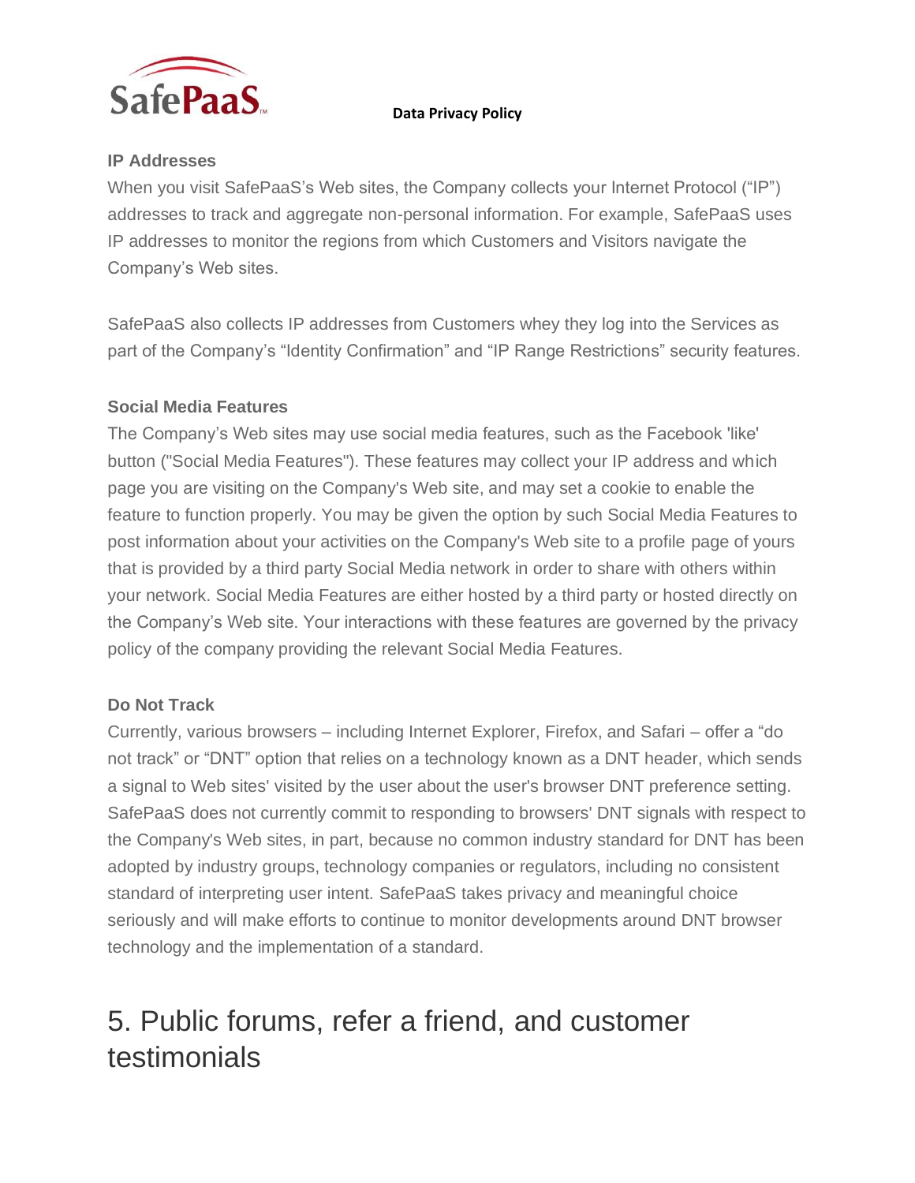### IP Addresses

When you visit SafePaaS's Web sites, the Company collects your Internet Protocol ("IP") addresses to track and aggregate non-personal information. For example, SafePaaS uses IP addresses to monitor the regions from which Customers and Visitors navigate the Company's Web sites.

SafePaaS also collects IP addresses from Customers whey they log into the Services as part of the Company's "Identity Confirmation" and "IP Range Restrictions" security features.

### Social Media Features

The Company's Web sites may use social media features, such as the Facebook 'like' button ("Social Media Features"). These features may collect your IP address and which page you are visiting on the Company's Web site, and may set a cookie to enable the feature to function properly. You may be given the option by such Social Media Features to post information about your activities on the Company's Web site to a profile page of yours that is provided by a third party Social Media network in order to share with others within your network. Social Media Features are either hosted by a third party or hosted directly on the Company's Web site. Your interactions with these features are governed by the privacy policy of the company providing the relevant Social Media Features.

### Do Not Track

Currently, various browsers – including Internet Explorer, Firefox, and Safari – offer a "do not track" or "DNT" option that relies on a technology known as a DNT header, which sends a signal to Web sites' visited by the user about the user's browser DNT preference setting. SafePaaS does not currently commit to responding to browsers' DNT signals with respect to the Company's Web sites, in part, because no common industry standard for DNT has been adopted by industry groups, technology companies or regulators, including no consistent standard of interpreting user intent. SafePaaS takes privacy and meaningful choice seriously and will make efforts to continue to monitor developments around DNT browser technology and the implementation of a standard.

## 5. Public forums, refer a friend, and customer testimonials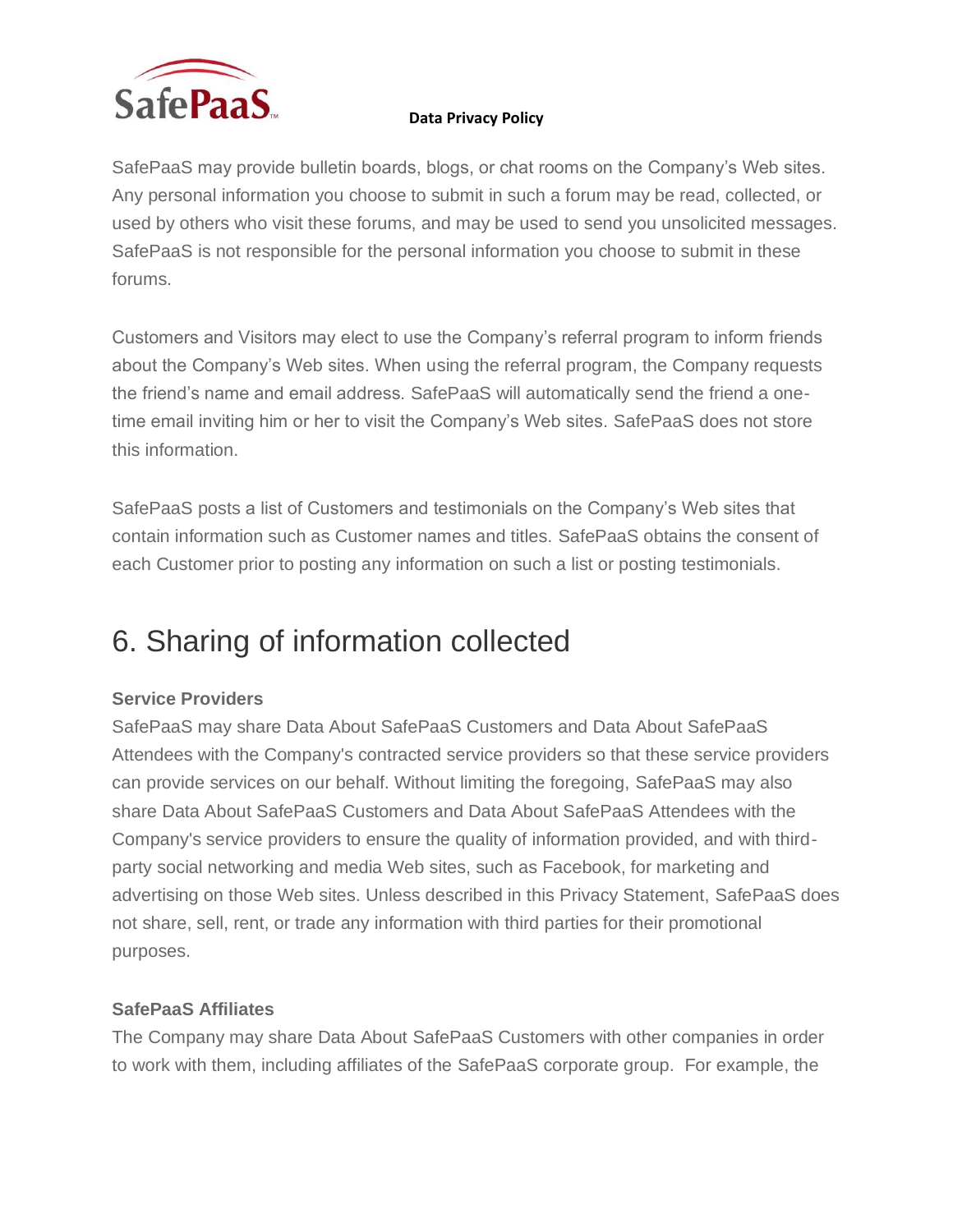SafePaaS may provide bulletin boards, blogs, or chat rooms on the Company's Web sites. Any personal information you choose to submit in such a forum may be read, collected, or used by others who visit these forums, and may be used to send you unsolicited messages. SafePaaS is not responsible for the personal information you choose to submit in these forums.

Customers and Visitors may elect to use the Company's referral program to inform friends about the Company's Web sites. When using the referral program, the Company requests the friend's name and email address. SafePaaS will automatically send the friend a one-time email inviting him or her to visit the Company's Web sites. SafePaaS does not store this information.

SafePaaS posts a list of Customers and testimonials on the Company's Web sites that contain information such as Customer names and titles. SafePaaS obtains the consent of each Customer prior to posting any information on such a list or posting testimonials.

# 6. Sharing of information collected

**Service Providers**

SafePaaS may share Data About SafePaaS Customers and Data About SafePaaS Attendees with the Company's contracted service providers so that these service providers can provide services on our behalf. Without limiting the foregoing, SafePaaS may also share Data About SafePaaS Customers and Data About SafePaaS Attendees with the Company's service providers to ensure the quality of information provided, and with third-party social networking and media Web sites, such as Facebook, for marketing and advertising on those Web sites. Unless described in this Privacy Statement, SafePaaS does not share, sell, rent, or trade any information with third parties for their promotional purposes.

**SafePaaS Affiliates**

The Company may share Data About SafePaaS Customers with other companies in order to work with them, including affiliates of the SafePaaS corporate group. For example, the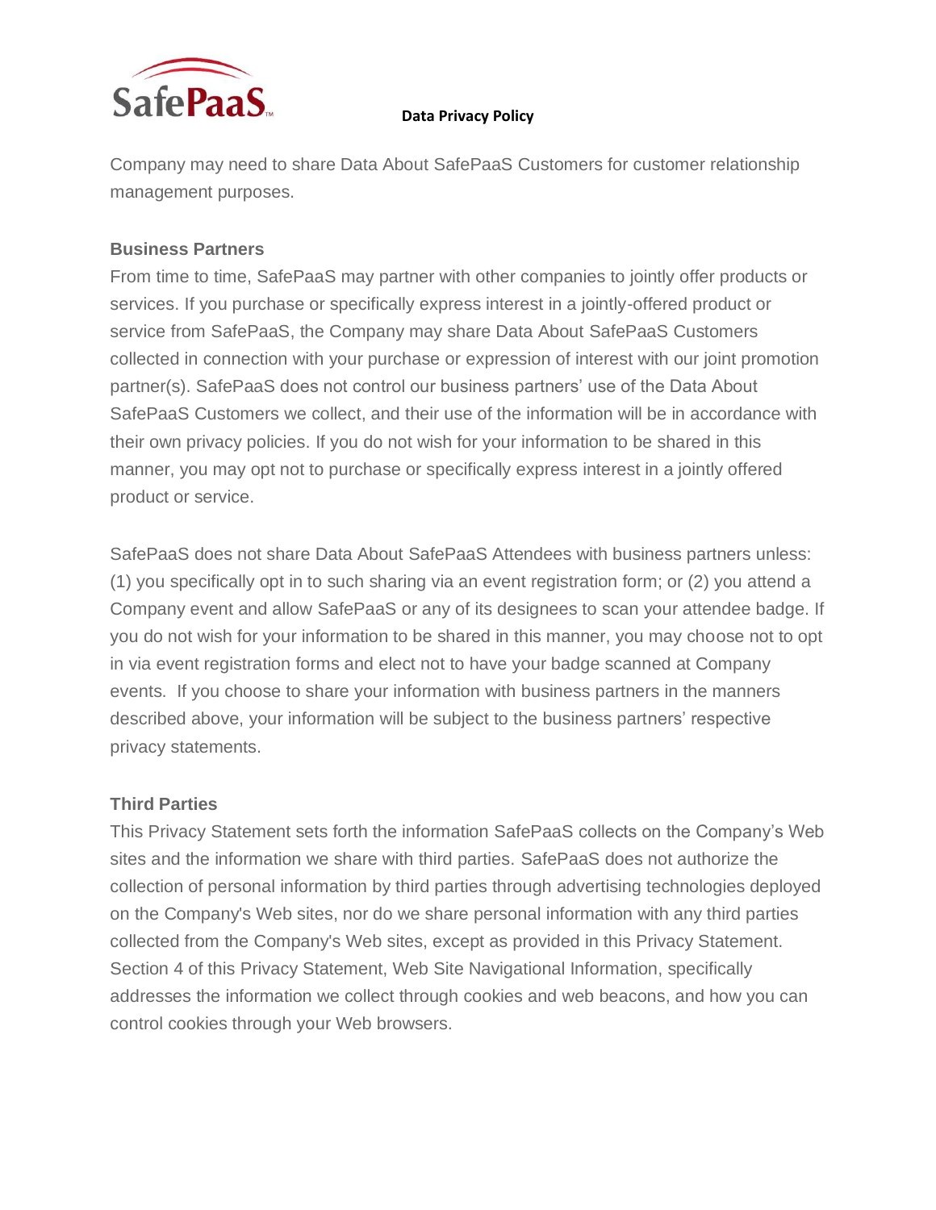Company may need to share Data About SafePaaS Customers for customer relationship management purposes.

**Business Partners**

From time to time, SafePaaS may partner with other companies to jointly offer products or services. If you purchase or specifically express interest in a jointly-offered product or service from SafePaaS, the Company may share Data About SafePaaS Customers collected in connection with your purchase or expression of interest with our joint promotion partner(s). SafePaaS does not control our business partners' use of the Data About SafePaaS Customers we collect, and their use of the information will be in accordance with their own privacy policies. If you do not wish for your information to be shared in this manner, you may opt not to purchase or specifically express interest in a jointly offered product or service.

SafePaaS does not share Data About SafePaaS Attendees with business partners unless: (1) you specifically opt in to such sharing via an event registration form; or (2) you attend a Company event and allow SafePaaS or any of its designees to scan your attendee badge. If you do not wish for your information to be shared in this manner, you may choose not to opt in via event registration forms and elect not to have your badge scanned at Company events. If you choose to share your information with business partners in the manners described above, your information will be subject to the business partners' respective privacy statements.

**Third Parties**

This Privacy Statement sets forth the information SafePaaS collects on the Company's Web sites and the information we share with third parties. SafePaaS does not authorize the collection of personal information by third parties through advertising technologies deployed on the Company's Web sites, nor do we share personal information with any third parties collected from the Company's Web sites, except as provided in this Privacy Statement. Section 4 of this Privacy Statement, Web Site Navigational Information, specifically addresses the information we collect through cookies and web beacons, and how you can control cookies through your Web browsers.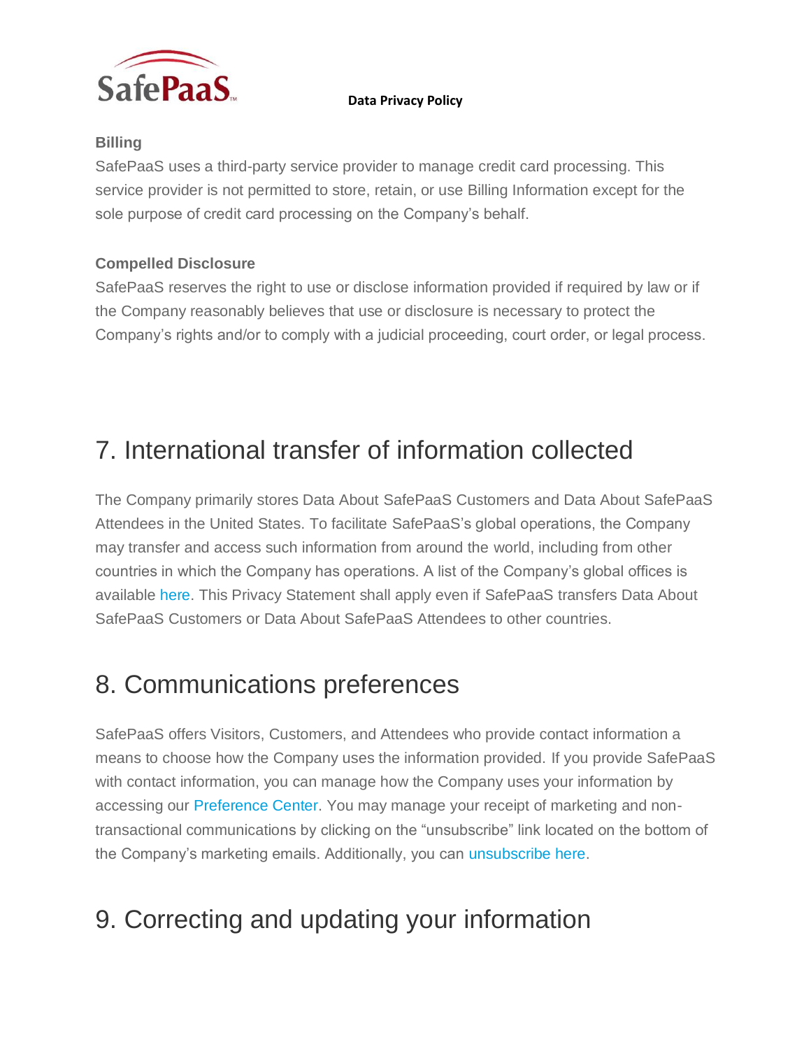### Billing

SafePaaS uses a third-party service provider to manage credit card processing. This service provider is not permitted to store, retain, or use Billing Information except for the sole purpose of credit card processing on the Company's behalf.

### Compelled Disclosure

SafePaaS reserves the right to use or disclose information provided if required by law or if the Company reasonably believes that use or disclosure is necessary to protect the Company's rights and/or to comply with a judicial proceeding, court order, or legal process.

## 7. International transfer of information collected

The Company primarily stores Data About SafePaaS Customers and Data About SafePaaS Attendees in the United States. To facilitate SafePaaS's global operations, the Company may transfer and access such information from around the world, including from other countries in which the Company has operations. A list of the Company's global offices is available here. This Privacy Statement shall apply even if SafePaaS transfers Data About SafePaaS Customers or Data About SafePaaS Attendees to other countries.

## 8. Communications preferences

SafePaaS offers Visitors, Customers, and Attendees who provide contact information a means to choose how the Company uses the information provided. If you provide SafePaaS with contact information, you can manage how the Company uses your information by accessing our Preference Center. You may manage your receipt of marketing and non-transactional communications by clicking on the "unsubscribe" link located on the bottom of the Company's marketing emails. Additionally, you can unsubscribe here.

## 9. Correcting and updating your information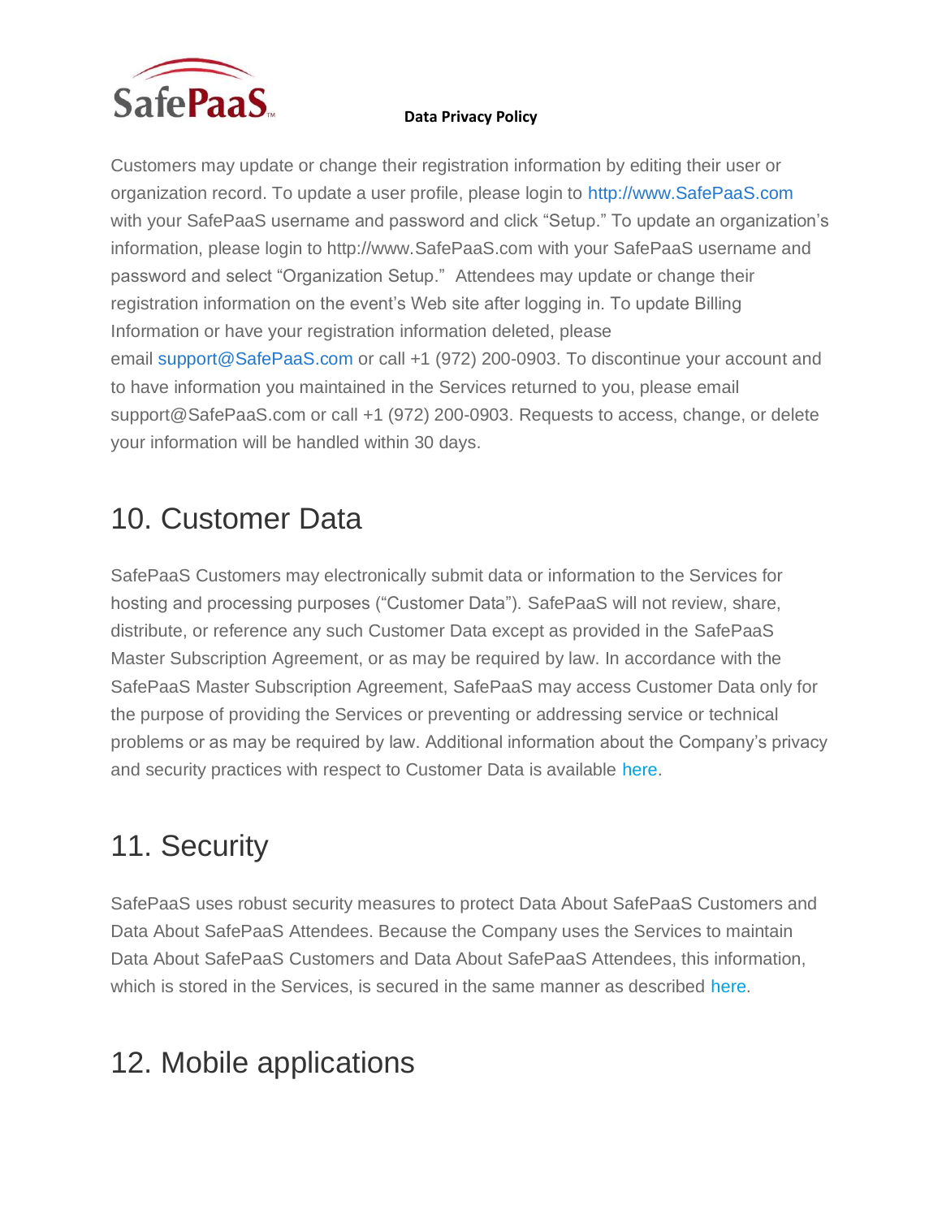Customers may update or change their registration information by editing their user or organization record. To update a user profile, please login to http://www.SafePaaS.com with your SafePaaS username and password and click "Setup." To update an organization's information, please login to http://www.SafePaaS.com with your SafePaaS username and password and select "Organization Setup." Attendees may update or change their registration information on the event's Web site after logging in. To update Billing Information or have your registration information deleted, please email support@SafePaaS.com or call +1 (972) 200-0903. To discontinue your account and to have information you maintained in the Services returned to you, please email support@SafePaaS.com or call +1 (972) 200-0903. Requests to access, change, or delete your information will be handled within 30 days.

## 10. Customer Data

SafePaaS Customers may electronically submit data or information to the Services for hosting and processing purposes ("Customer Data"). SafePaaS will not review, share, distribute, or reference any such Customer Data except as provided in the SafePaaS Master Subscription Agreement, or as may be required by law. In accordance with the SafePaaS Master Subscription Agreement, SafePaaS may access Customer Data only for the purpose of providing the Services or preventing or addressing service or technical problems or as may be required by law. Additional information about the Company's privacy and security practices with respect to Customer Data is available here.

## 11. Security

SafePaaS uses robust security measures to protect Data About SafePaaS Customers and Data About SafePaaS Attendees. Because the Company uses the Services to maintain Data About SafePaaS Customers and Data About SafePaaS Attendees, this information, which is stored in the Services, is secured in the same manner as described here.

## 12. Mobile applications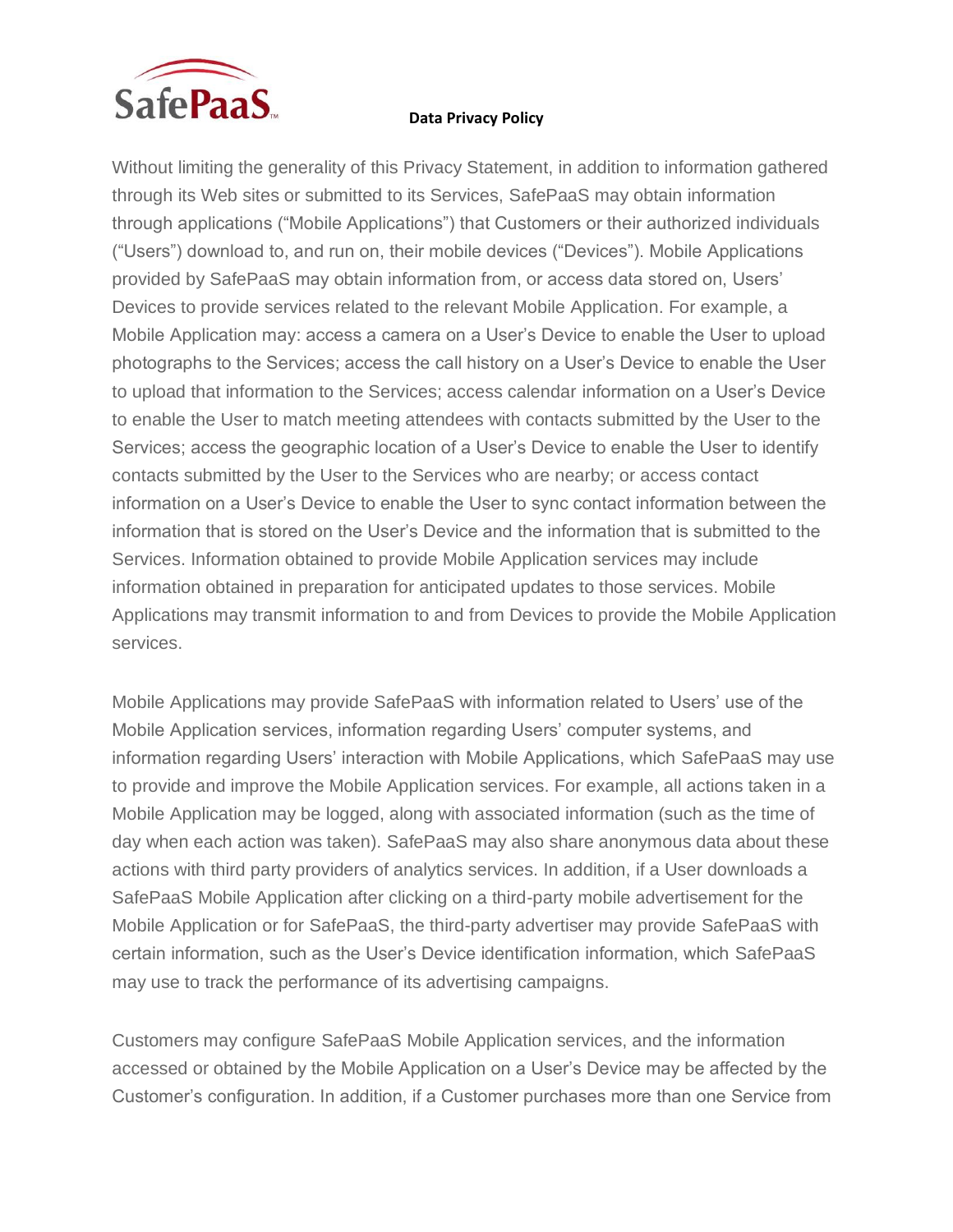Without limiting the generality of this Privacy Statement, in addition to information gathered through its Web sites or submitted to its Services, SafePaaS may obtain information through applications ("Mobile Applications") that Customers or their authorized individuals ("Users") download to, and run on, their mobile devices ("Devices"). Mobile Applications provided by SafePaaS may obtain information from, or access data stored on, Users' Devices to provide services related to the relevant Mobile Application. For example, a Mobile Application may: access a camera on a User's Device to enable the User to upload photographs to the Services; access the call history on a User's Device to enable the User to upload that information to the Services; access calendar information on a User's Device to enable the User to match meeting attendees with contacts submitted by the User to the Services; access the geographic location of a User's Device to enable the User to identify contacts submitted by the User to the Services who are nearby; or access contact information on a User's Device to enable the User to sync contact information between the information that is stored on the User's Device and the information that is submitted to the Services. Information obtained to provide Mobile Application services may include information obtained in preparation for anticipated updates to those services. Mobile Applications may transmit information to and from Devices to provide the Mobile Application services.

Mobile Applications may provide SafePaaS with information related to Users' use of the Mobile Application services, information regarding Users' computer systems, and information regarding Users' interaction with Mobile Applications, which SafePaaS may use to provide and improve the Mobile Application services. For example, all actions taken in a Mobile Application may be logged, along with associated information (such as the time of day when each action was taken). SafePaaS may also share anonymous data about these actions with third party providers of analytics services. In addition, if a User downloads a SafePaaS Mobile Application after clicking on a third-party mobile advertisement for the Mobile Application or for SafePaaS, the third-party advertiser may provide SafePaaS with certain information, such as the User's Device identification information, which SafePaaS may use to track the performance of its advertising campaigns.

Customers may configure SafePaaS Mobile Application services, and the information accessed or obtained by the Mobile Application on a User's Device may be affected by the Customer's configuration. In addition, if a Customer purchases more than one Service from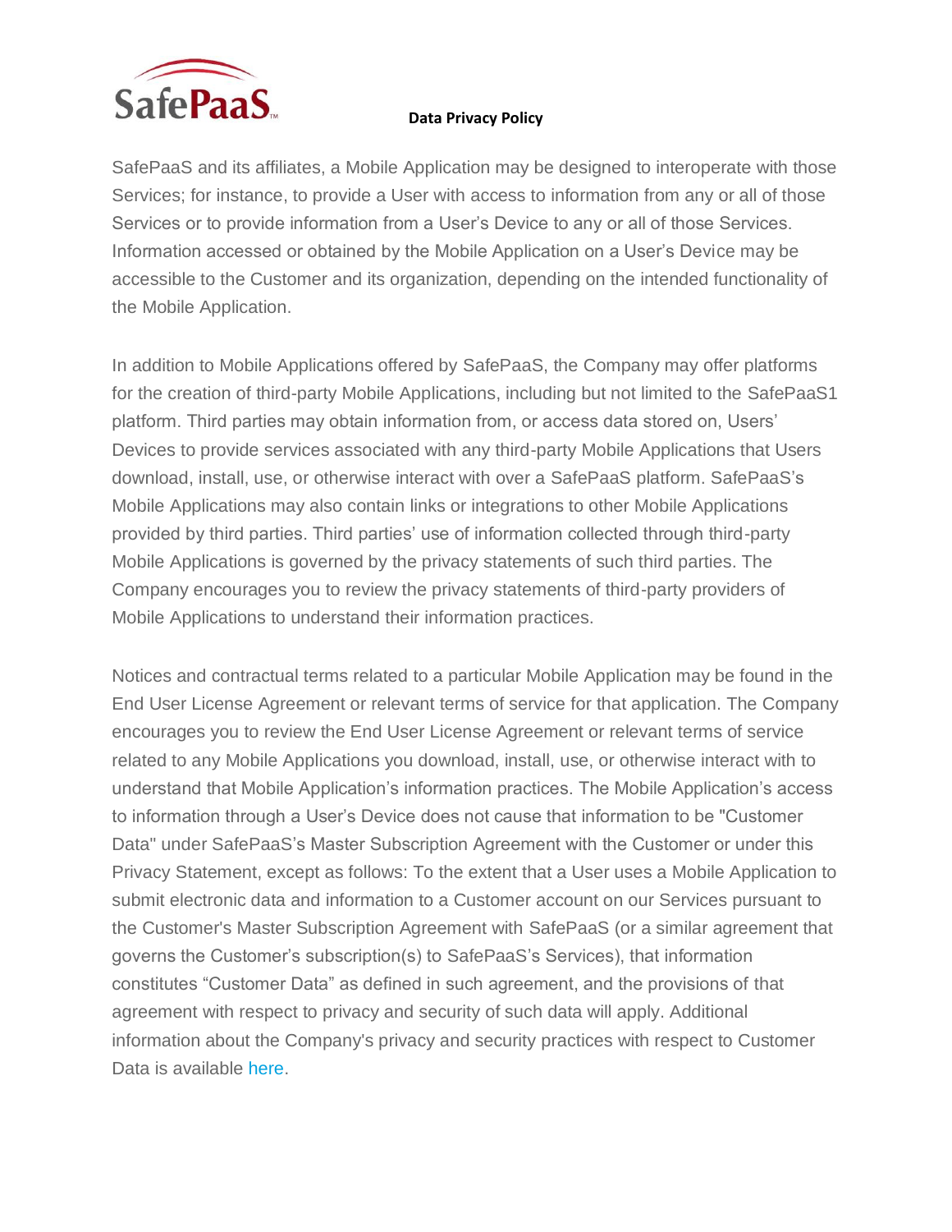SafePaaS and its affiliates, a Mobile Application may be designed to interoperate with those Services; for instance, to provide a User with access to information from any or all of those Services or to provide information from a User's Device to any or all of those Services. Information accessed or obtained by the Mobile Application on a User's Device may be accessible to the Customer and its organization, depending on the intended functionality of the Mobile Application.

In addition to Mobile Applications offered by SafePaaS, the Company may offer platforms for the creation of third-party Mobile Applications, including but not limited to the SafePaaS1 platform. Third parties may obtain information from, or access data stored on, Users' Devices to provide services associated with any third-party Mobile Applications that Users download, install, use, or otherwise interact with over a SafePaaS platform. SafePaaS's Mobile Applications may also contain links or integrations to other Mobile Applications provided by third parties. Third parties' use of information collected through third-party Mobile Applications is governed by the privacy statements of such third parties. The Company encourages you to review the privacy statements of third-party providers of Mobile Applications to understand their information practices.

Notices and contractual terms related to a particular Mobile Application may be found in the End User License Agreement or relevant terms of service for that application. The Company encourages you to review the End User License Agreement or relevant terms of service related to any Mobile Applications you download, install, use, or otherwise interact with to understand that Mobile Application's information practices. The Mobile Application's access to information through a User's Device does not cause that information to be "Customer Data" under SafePaaS's Master Subscription Agreement with the Customer or under this Privacy Statement, except as follows: To the extent that a User uses a Mobile Application to submit electronic data and information to a Customer account on our Services pursuant to the Customer's Master Subscription Agreement with SafePaaS (or a similar agreement that governs the Customer's subscription(s) to SafePaaS's Services), that information constitutes "Customer Data" as defined in such agreement, and the provisions of that agreement with respect to privacy and security of such data will apply. Additional information about the Company's privacy and security practices with respect to Customer Data is available here.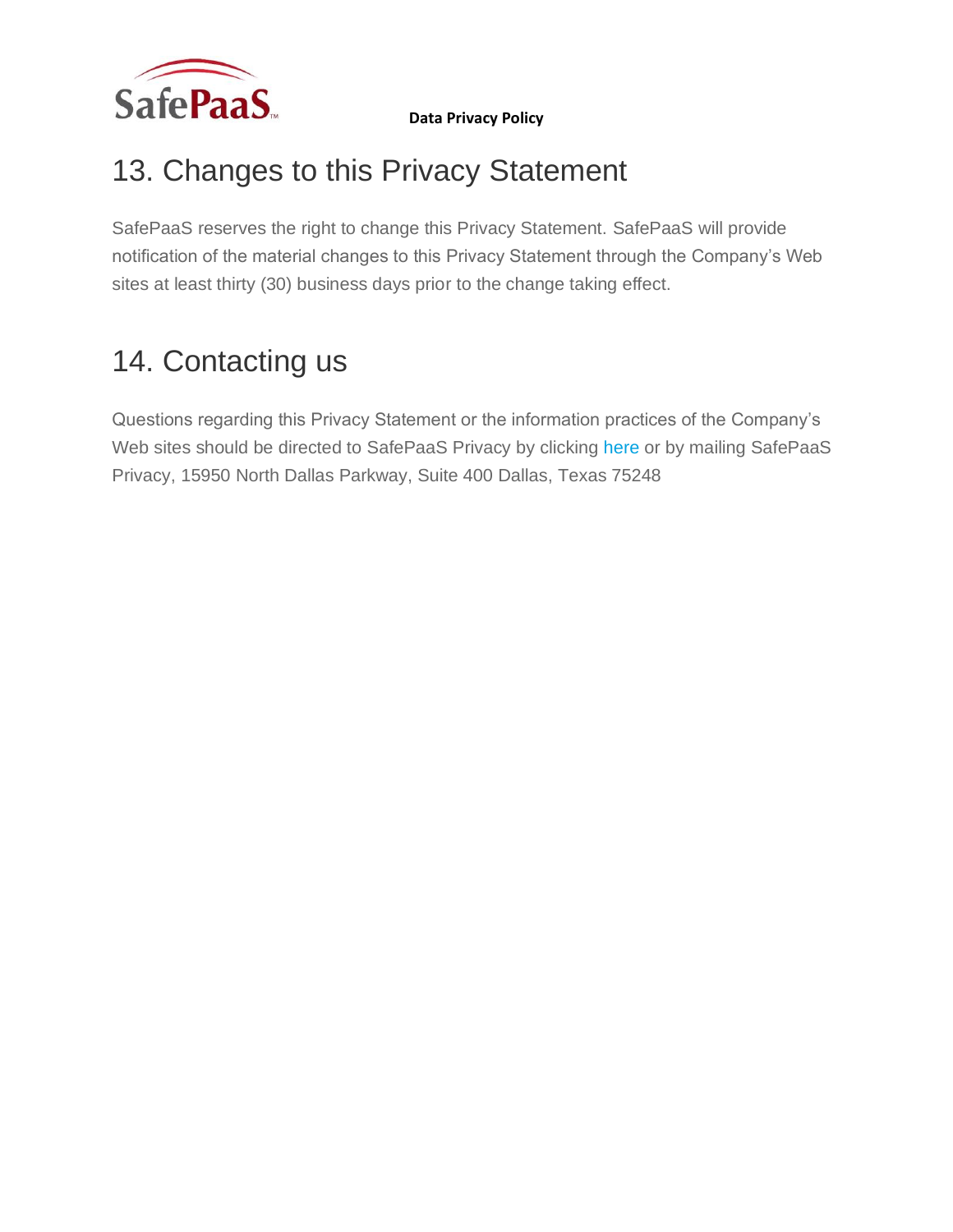## 13. Changes to this Privacy Statement

SafePaaS reserves the right to change this Privacy Statement. SafePaaS will provide notification of the material changes to this Privacy Statement through the Company's Web sites at least thirty (30) business days prior to the change taking effect.

## 14. Contacting us

Questions regarding this Privacy Statement or the information practices of the Company's Web sites should be directed to SafePaaS Privacy by clicking here or by mailing SafePaaS Privacy, 15950 North Dallas Parkway, Suite 400 Dallas, Texas 75248